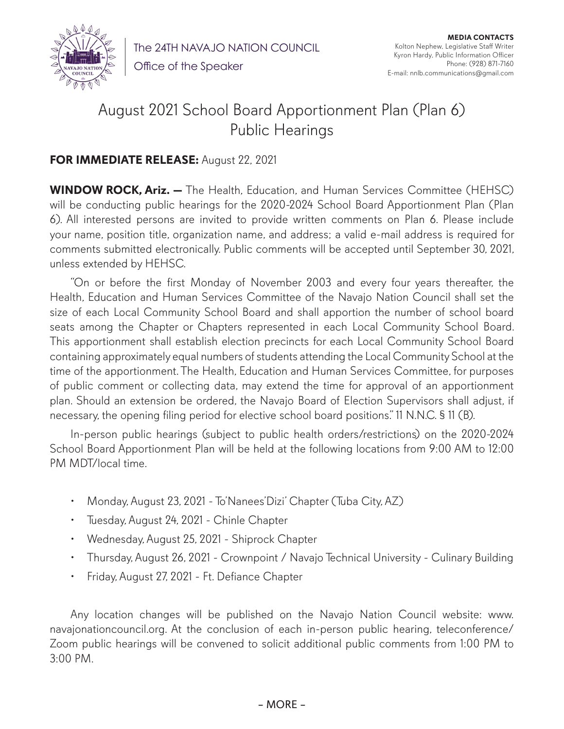The 24TH NAVAJO NATION COUNCIL

Office of the Speaker

**MEDIA CONTACTS**
Kolton Nephew, Legislative Staff Writer
Kyron Hardy, Public Information Officer
Phone: (928) 871-7160
E-mail: nnlb.communications@gmail.com

# August 2021 School Board Apportionment Plan (Plan 6) Public Hearings

**FOR IMMEDIATE RELEASE:** August 22, 2021

**WINDOW ROCK, Ariz. —** The Health, Education, and Human Services Committee (HEHSC) will be conducting public hearings for the 2020-2024 School Board Apportionment Plan (Plan 6). All interested persons are invited to provide written comments on Plan 6. Please include your name, position title, organization name, and address; a valid e-mail address is required for comments submitted electronically. Public comments will be accepted until September 30, 2021, unless extended by HEHSC.

"On or before the first Monday of November 2003 and every four years thereafter, the Health, Education and Human Services Committee of the Navajo Nation Council shall set the size of each Local Community School Board and shall apportion the number of school board seats among the Chapter or Chapters represented in each Local Community School Board. This apportionment shall establish election precincts for each Local Community School Board containing approximately equal numbers of students attending the Local Community School at the time of the apportionment. The Health, Education and Human Services Committee, for purposes of public comment or collecting data, may extend the time for approval of an apportionment plan. Should an extension be ordered, the Navajo Board of Election Supervisors shall adjust, if necessary, the opening filing period for elective school board positions." 11 N.N.C. § 11 (B).

In-person public hearings (subject to public health orders/restrictions) on the 2020-2024 School Board Apportionment Plan will be held at the following locations from 9:00 AM to 12:00 PM MDT/local time.

- Monday, August 23, 2021 - To'Nanees'Dizi' Chapter (Tuba City, AZ)
- Tuesday, August 24, 2021 - Chinle Chapter
- Wednesday, August 25, 2021 - Shiprock Chapter
- Thursday, August 26, 2021 - Crownpoint / Navajo Technical University - Culinary Building
- Friday, August 27, 2021 - Ft. Defiance Chapter

Any location changes will be published on the Navajo Nation Council website: www.navajonationcouncil.org. At the conclusion of each in-person public hearing, teleconference/Zoom public hearings will be convened to solicit additional public comments from 1:00 PM to 3:00 PM.

– MORE –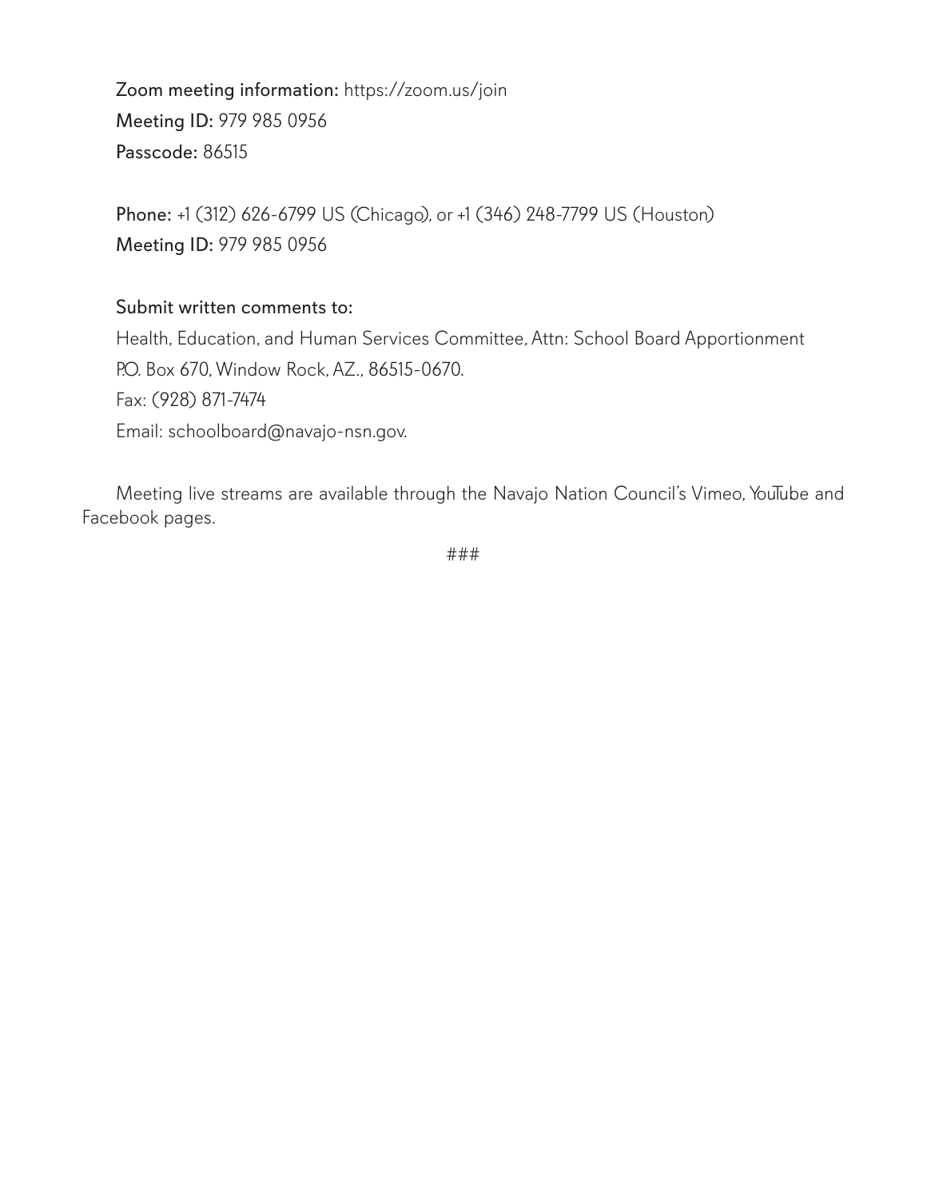**Zoom meeting information:** https://zoom.us/join
**Meeting ID:** 979 985 0956
**Passcode:** 86515

**Phone:** +1 (312) 626-6799 US (Chicago), or +1 (346) 248-7799 US (Houston)
**Meeting ID:** 979 985 0956

**Submit written comments to:**
Health, Education, and Human Services Committee, Attn: School Board Apportionment
P.O. Box 670, Window Rock, AZ., 86515-0670.
Fax: (928) 871-7474
Email: schoolboard@navajo-nsn.gov.

Meeting live streams are available through the Navajo Nation Council's Vimeo, YouTube and Facebook pages.

###